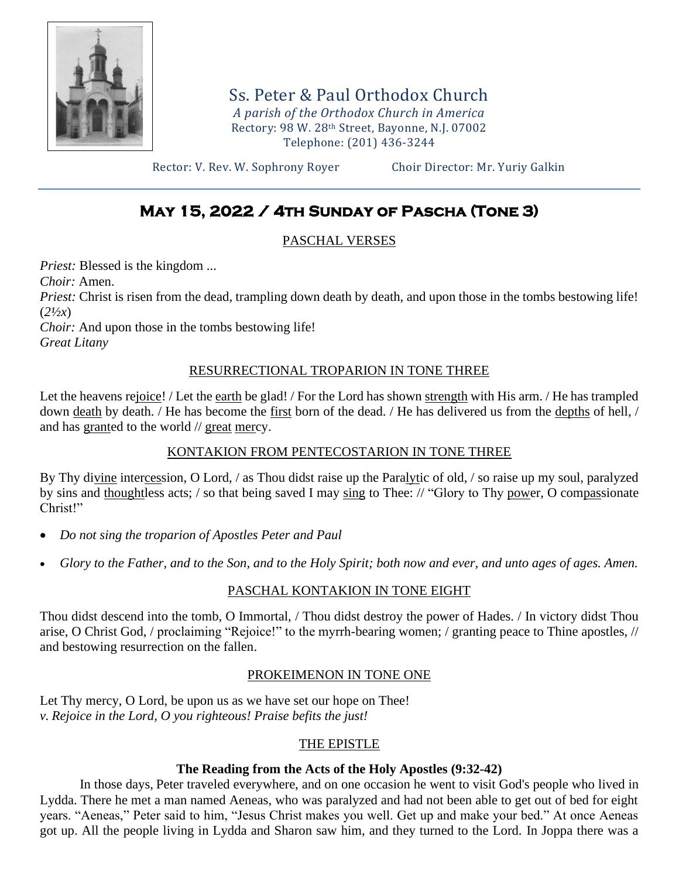# Ss. Peter & Paul Orthodox Church

*A parish of the Orthodox Church in America*
Rectory: 98 W. 28th Street, Bayonne, N.J. 07002
Telephone: (201) 436-3244

Rector: V. Rev. W. Sophrony Royer  Choir Director: Mr. Yuriy Galkin

## May 15, 2022 / 4th Sunday of Pascha (Tone 3)

### PASCHAL VERSES

*Priest:* Blessed is the kingdom ...
*Choir:* Amen.
*Priest:* Christ is risen from the dead, trampling down death by death, and upon those in the tombs bestowing life! (*2½x*)
*Choir:* And upon those in the tombs bestowing life!
*Great Litany*

### RESURRECTIONAL TROPARION IN TONE THREE

Let the heavens rejoice! / Let the earth be glad! / For the Lord has shown strength with His arm. / He has trampled down death by death. / He has become the first born of the dead. / He has delivered us from the depths of hell, / and has granted to the world // great mercy.

### KONTAKION FROM PENTECOSTARION IN TONE THREE

By Thy divine intercession, O Lord, / as Thou didst raise up the Paralytic of old, / so raise up my soul, paralyzed by sins and thoughtless acts; / so that being saved I may sing to Thee: // "Glory to Thy power, O compassionate Christ!"

- *Do not sing the troparion of Apostles Peter and Paul*
- *Glory to the Father, and to the Son, and to the Holy Spirit; both now and ever, and unto ages of ages. Amen.*

### PASCHAL KONTAKION IN TONE EIGHT

Thou didst descend into the tomb, O Immortal, / Thou didst destroy the power of Hades. / In victory didst Thou arise, O Christ God, / proclaiming "Rejoice!" to the myrrh-bearing women; / granting peace to Thine apostles, // and bestowing resurrection on the fallen.

### PROKEIMENON IN TONE ONE

Let Thy mercy, O Lord, be upon us as we have set our hope on Thee!
*v. Rejoice in the Lord, O you righteous! Praise befits the just!*

### THE EPISTLE

**The Reading from the Acts of the Holy Apostles (9:32-42)**

In those days, Peter traveled everywhere, and on one occasion he went to visit God's people who lived in Lydda. There he met a man named Aeneas, who was paralyzed and had not been able to get out of bed for eight years. "Aeneas," Peter said to him, "Jesus Christ makes you well. Get up and make your bed." At once Aeneas got up. All the people living in Lydda and Sharon saw him, and they turned to the Lord. In Joppa there was a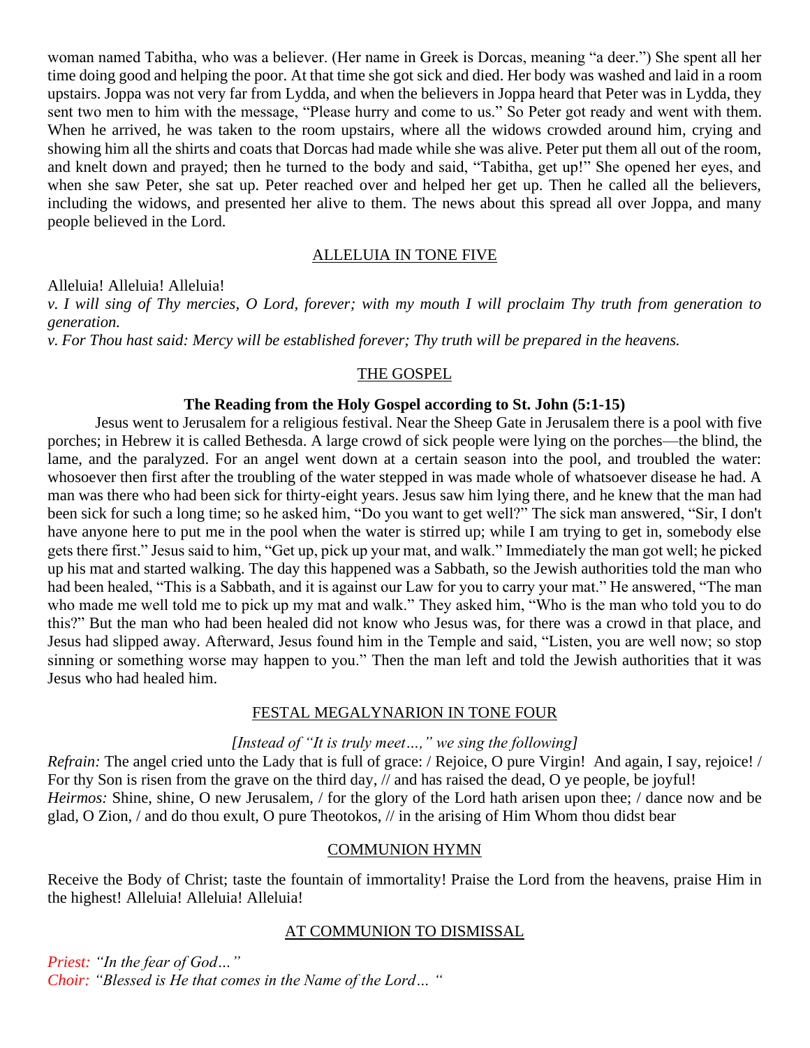woman named Tabitha, who was a believer. (Her name in Greek is Dorcas, meaning "a deer.") She spent all her time doing good and helping the poor. At that time she got sick and died. Her body was washed and laid in a room upstairs. Joppa was not very far from Lydda, and when the believers in Joppa heard that Peter was in Lydda, they sent two men to him with the message, "Please hurry and come to us." So Peter got ready and went with them. When he arrived, he was taken to the room upstairs, where all the widows crowded around him, crying and showing him all the shirts and coats that Dorcas had made while she was alive. Peter put them all out of the room, and knelt down and prayed; then he turned to the body and said, "Tabitha, get up!" She opened her eyes, and when she saw Peter, she sat up. Peter reached over and helped her get up. Then he called all the believers, including the widows, and presented her alive to them. The news about this spread all over Joppa, and many people believed in the Lord.

## ALLELUIA IN TONE FIVE

Alleluia! Alleluia! Alleluia!
*v. I will sing of Thy mercies, O Lord, forever; with my mouth I will proclaim Thy truth from generation to generation.*
*v. For Thou hast said: Mercy will be established forever; Thy truth will be prepared in the heavens.*

## THE GOSPEL

**The Reading from the Holy Gospel according to St. John (5:1-15)**

Jesus went to Jerusalem for a religious festival. Near the Sheep Gate in Jerusalem there is a pool with five porches; in Hebrew it is called Bethesda. A large crowd of sick people were lying on the porches—the blind, the lame, and the paralyzed. For an angel went down at a certain season into the pool, and troubled the water: whosoever then first after the troubling of the water stepped in was made whole of whatsoever disease he had. A man was there who had been sick for thirty-eight years. Jesus saw him lying there, and he knew that the man had been sick for such a long time; so he asked him, "Do you want to get well?" The sick man answered, "Sir, I don't have anyone here to put me in the pool when the water is stirred up; while I am trying to get in, somebody else gets there first." Jesus said to him, "Get up, pick up your mat, and walk." Immediately the man got well; he picked up his mat and started walking. The day this happened was a Sabbath, so the Jewish authorities told the man who had been healed, "This is a Sabbath, and it is against our Law for you to carry your mat." He answered, "The man who made me well told me to pick up my mat and walk." They asked him, "Who is the man who told you to do this?" But the man who had been healed did not know who Jesus was, for there was a crowd in that place, and Jesus had slipped away. Afterward, Jesus found him in the Temple and said, "Listen, you are well now; so stop sinning or something worse may happen to you." Then the man left and told the Jewish authorities that it was Jesus who had healed him.

## FESTAL MEGALYNARION IN TONE FOUR

*[Instead of "It is truly meet…," we sing the following]*

*Refrain:* The angel cried unto the Lady that is full of grace: / Rejoice, O pure Virgin! And again, I say, rejoice! / For thy Son is risen from the grave on the third day, // and has raised the dead, O ye people, be joyful!
*Heirmos:* Shine, shine, O new Jerusalem, / for the glory of the Lord hath arisen upon thee; / dance now and be glad, O Zion, / and do thou exult, O pure Theotokos, // in the arising of Him Whom thou didst bear

## COMMUNION HYMN

Receive the Body of Christ; taste the fountain of immortality! Praise the Lord from the heavens, praise Him in the highest! Alleluia! Alleluia! Alleluia!

## AT COMMUNION TO DISMISSAL

*Priest: "In the fear of God…"*
*Choir: "Blessed is He that comes in the Name of the Lord… "*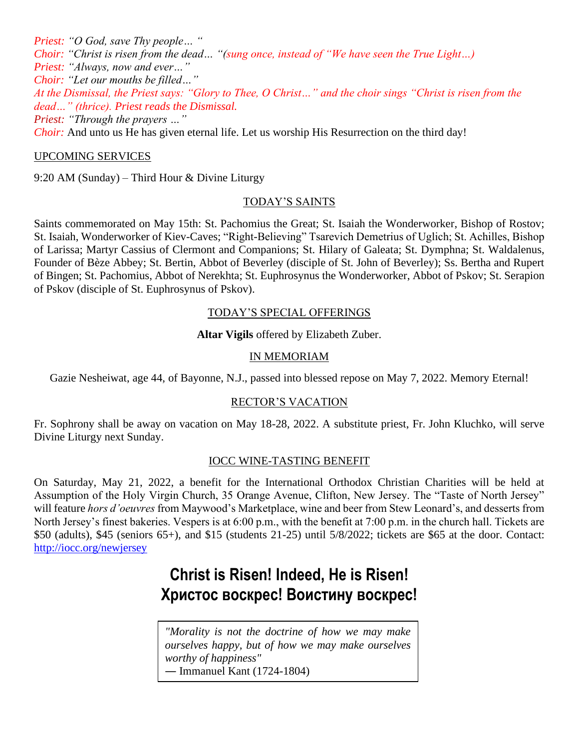*Priest: "O God, save Thy people… "*
*Choir: "Christ is risen from the dead… "(sung once, instead of "We have seen the True Light…)*
*Priest: "Always, now and ever…"*
*Choir: "Let our mouths be filled…"*
*At the Dismissal, the Priest says: "Glory to Thee, O Christ…" and the choir sings "Christ is risen from the dead…" (thrice). Priest reads the Dismissal.*
*Priest: "Through the prayers …"*
*Choir:* And unto us He has given eternal life. Let us worship His Resurrection on the third day!

UPCOMING SERVICES

9:20 AM (Sunday) – Third Hour & Divine Liturgy

TODAY'S SAINTS

Saints commemorated on May 15th: St. Pachomius the Great; St. Isaiah the Wonderworker, Bishop of Rostov; St. Isaiah, Wonderworker of Kiev-Caves; "Right-Believing" Tsarevich Demetrius of Uglich; St. Achilles, Bishop of Larissa; Martyr Cassius of Clermont and Companions; St. Hilary of Galeata; St. Dymphna; St. Waldalenus, Founder of Bèze Abbey; St. Bertin, Abbot of Beverley (disciple of St. John of Beverley); Ss. Bertha and Rupert of Bingen; St. Pachomius, Abbot of Nerekhta; St. Euphrosynus the Wonderworker, Abbot of Pskov; St. Serapion of Pskov (disciple of St. Euphrosynus of Pskov).

TODAY'S SPECIAL OFFERINGS

**Altar Vigils** offered by Elizabeth Zuber.

IN MEMORIAM

Gazie Nesheiwat, age 44, of Bayonne, N.J., passed into blessed repose on May 7, 2022. Memory Eternal!

RECTOR'S VACATION

Fr. Sophrony shall be away on vacation on May 18-28, 2022. A substitute priest, Fr. John Kluchko, will serve Divine Liturgy next Sunday.

IOCC WINE-TASTING BENEFIT

On Saturday, May 21, 2022, a benefit for the International Orthodox Christian Charities will be held at Assumption of the Holy Virgin Church, 35 Orange Avenue, Clifton, New Jersey. The "Taste of North Jersey" will feature *hors d'oeuvres* from Maywood's Marketplace, wine and beer from Stew Leonard's, and desserts from North Jersey's finest bakeries. Vespers is at 6:00 p.m., with the benefit at 7:00 p.m. in the church hall. Tickets are $50 (adults), $45 (seniors 65+), and $15 (students 21-25) until 5/8/2022; tickets are $65 at the door. Contact: http://iocc.org/newjersey

## Christ is Risen! Indeed, He is Risen!
## Христос воскрес! Воистину воскрес!

*"Morality is not the doctrine of how we may make ourselves happy, but of how we may make ourselves worthy of happiness"*
— Immanuel Kant (1724-1804)